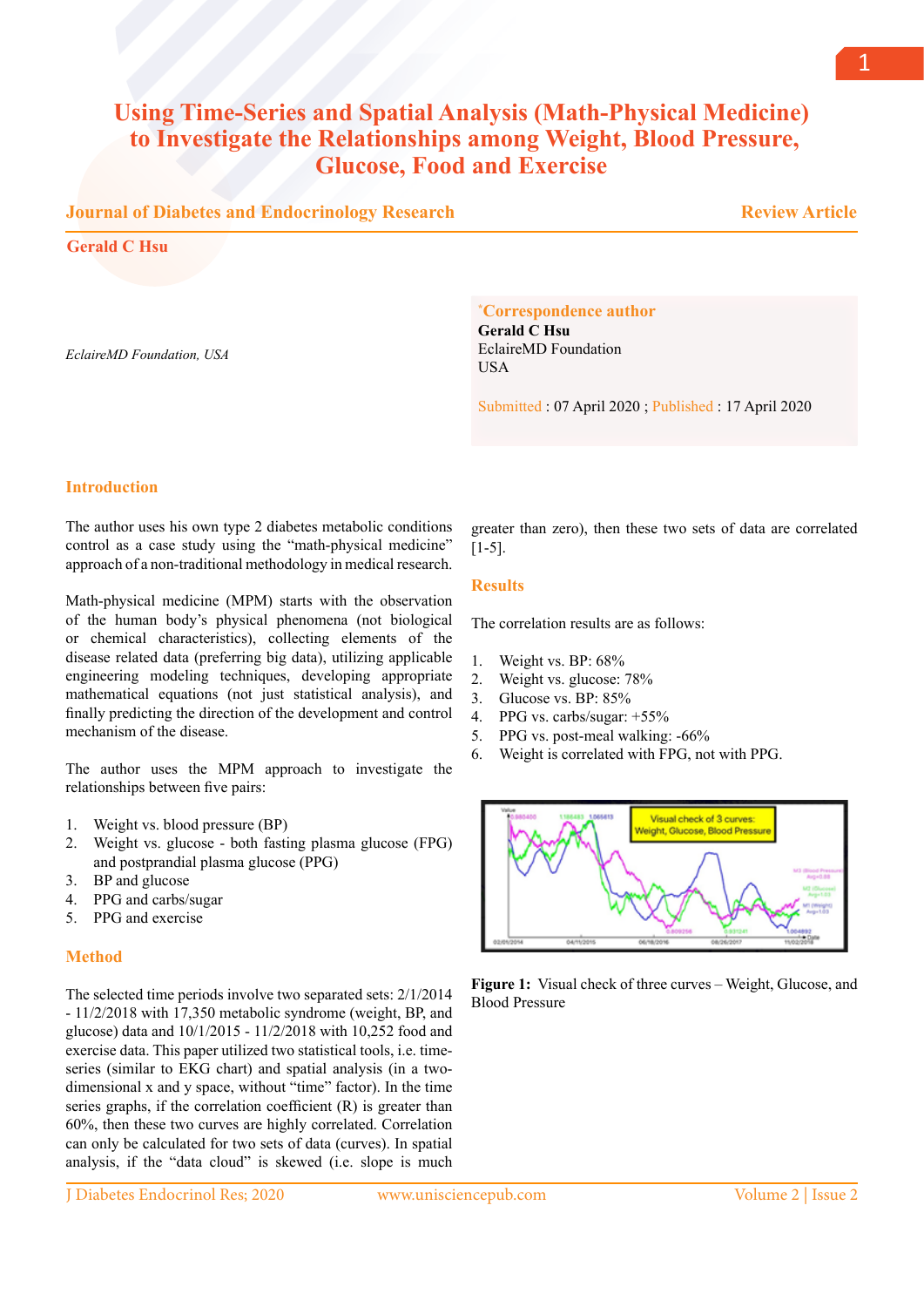# Using Time-Series and Spatial Analysis (Math-Physical Medicine) to Investigate the Relationships among Weight, Blood Pressure, Glucose, Food and Exercise

**Journal of Diabetes and Endocrinology Research** | **Review Article**

**Gerald C Hsu**

*EclaireMD Foundation, USA*

**\*Correspondence author**
**Gerald C Hsu**
EclaireMD Foundation
USA

Submitted : 07 April 2020 ; Published : 17 April 2020

## Introduction

The author uses his own type 2 diabetes metabolic conditions control as a case study using the "math-physical medicine" approach of a non-traditional methodology in medical research.

Math-physical medicine (MPM) starts with the observation of the human body's physical phenomena (not biological or chemical characteristics), collecting elements of the disease related data (preferring big data), utilizing applicable engineering modeling techniques, developing appropriate mathematical equations (not just statistical analysis), and finally predicting the direction of the development and control mechanism of the disease.

The author uses the MPM approach to investigate the relationships between five pairs:

1. Weight vs. blood pressure (BP)
2. Weight vs. glucose - both fasting plasma glucose (FPG) and postprandial plasma glucose (PPG)
3. BP and glucose
4. PPG and carbs/sugar
5. PPG and exercise

## Method

The selected time periods involve two separated sets: 2/1/2014 - 11/2/2018 with 17,350 metabolic syndrome (weight, BP, and glucose) data and 10/1/2015 - 11/2/2018 with 10,252 food and exercise data. This paper utilized two statistical tools, i.e. time-series (similar to EKG chart) and spatial analysis (in a two-dimensional x and y space, without "time" factor). In the time series graphs, if the correlation coefficient (R) is greater than 60%, then these two curves are highly correlated. Correlation can only be calculated for two sets of data (curves). In spatial analysis, if the "data cloud" is skewed (i.e. slope is much greater than zero), then these two sets of data are correlated [1-5].

## Results

The correlation results are as follows:

1. Weight vs. BP: 68%
2. Weight vs. glucose: 78%
3. Glucose vs. BP: 85%
4. PPG vs. carbs/sugar: +55%
5. PPG vs. post-meal walking: -66%
6. Weight is correlated with FPG, not with PPG.

**Figure 1:** Visual check of three curves – Weight, Glucose, and Blood Pressure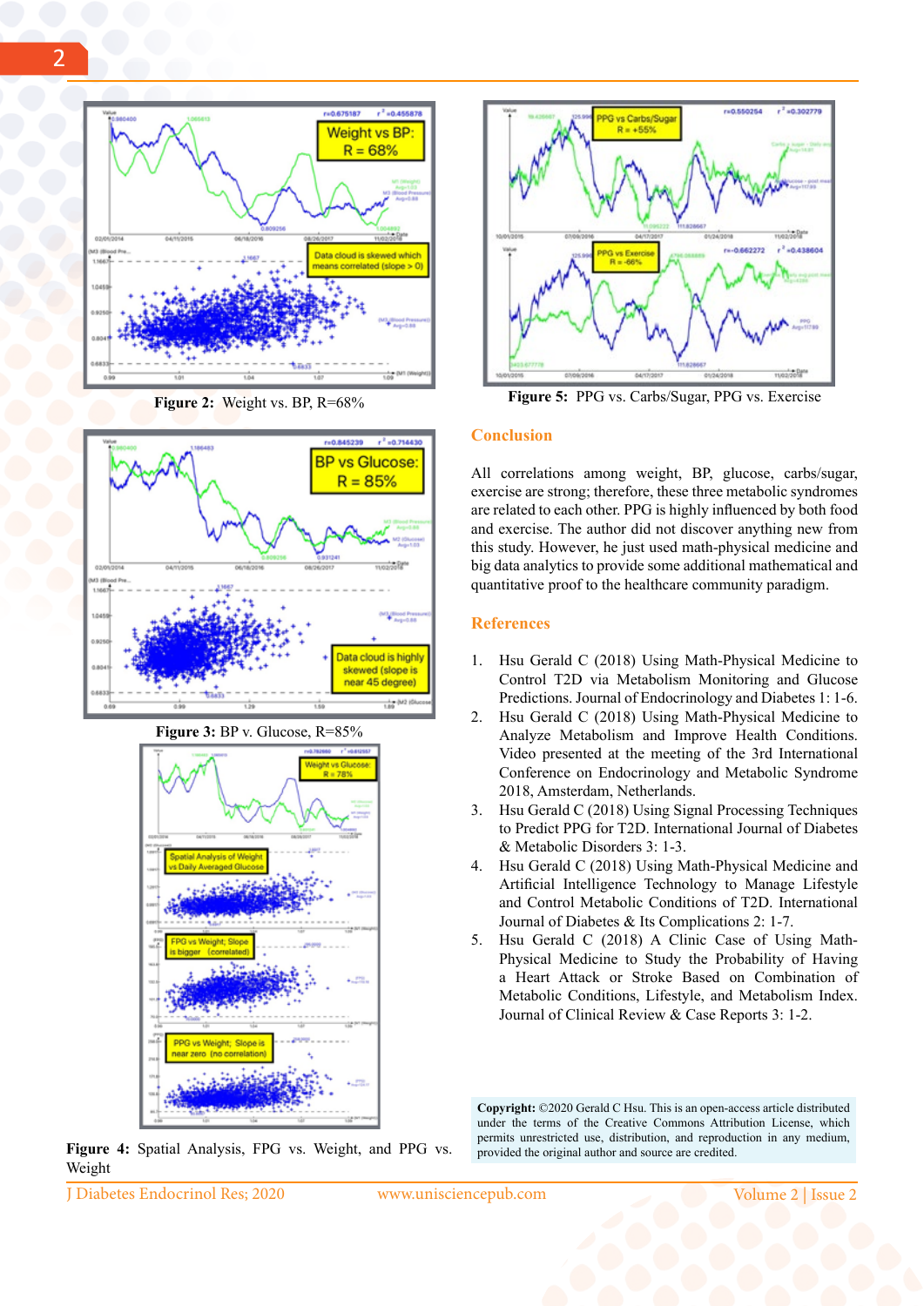Weight vs BP: R = 68%

Data cloud is skewed which means correlated (slope > 0)

**Figure 2:** Weight vs. BP, R=68%

BP vs Glucose: R = 85%

Data cloud is highly skewed (slope is near 45 degree)

**Figure 3:** BP v. Glucose, R=85%

Weight vs Glucose: R = 78%

Spatial Analysis of Weight vs Daily Averaged Glucose

FPG vs Weight; Slope is bigger (correlated)

PPG vs Weight; Slope is near zero (no correlation)

**Figure 4:** Spatial Analysis, FPG vs. Weight, and PPG vs. Weight

PPG vs Carbs/Sugar R = +55%

PPG vs Exercise R = -66%

**Figure 5:** PPG vs. Carbs/Sugar, PPG vs. Exercise

## Conclusion

All correlations among weight, BP, glucose, carbs/sugar, exercise are strong; therefore, these three metabolic syndromes are related to each other. PPG is highly influenced by both food and exercise. The author did not discover anything new from this study. However, he just used math-physical medicine and big data analytics to provide some additional mathematical and quantitative proof to the healthcare community paradigm.

## References

1. Hsu Gerald C (2018) Using Math-Physical Medicine to Control T2D via Metabolism Monitoring and Glucose Predictions. Journal of Endocrinology and Diabetes 1: 1-6.
2. Hsu Gerald C (2018) Using Math-Physical Medicine to Analyze Metabolism and Improve Health Conditions. Video presented at the meeting of the 3rd International Conference on Endocrinology and Metabolic Syndrome 2018, Amsterdam, Netherlands.
3. Hsu Gerald C (2018) Using Signal Processing Techniques to Predict PPG for T2D. International Journal of Diabetes & Metabolic Disorders 3: 1-3.
4. Hsu Gerald C (2018) Using Math-Physical Medicine and Artificial Intelligence Technology to Manage Lifestyle and Control Metabolic Conditions of T2D. International Journal of Diabetes & Its Complications 2: 1-7.
5. Hsu Gerald C (2018) A Clinic Case of Using Math-Physical Medicine to Study the Probability of Having a Heart Attack or Stroke Based on Combination of Metabolic Conditions, Lifestyle, and Metabolism Index. Journal of Clinical Review & Case Reports 3: 1-2.

**Copyright:** ©2020 Gerald C Hsu. This is an open-access article distributed under the terms of the Creative Commons Attribution License, which permits unrestricted use, distribution, and reproduction in any medium, provided the original author and source are credited.